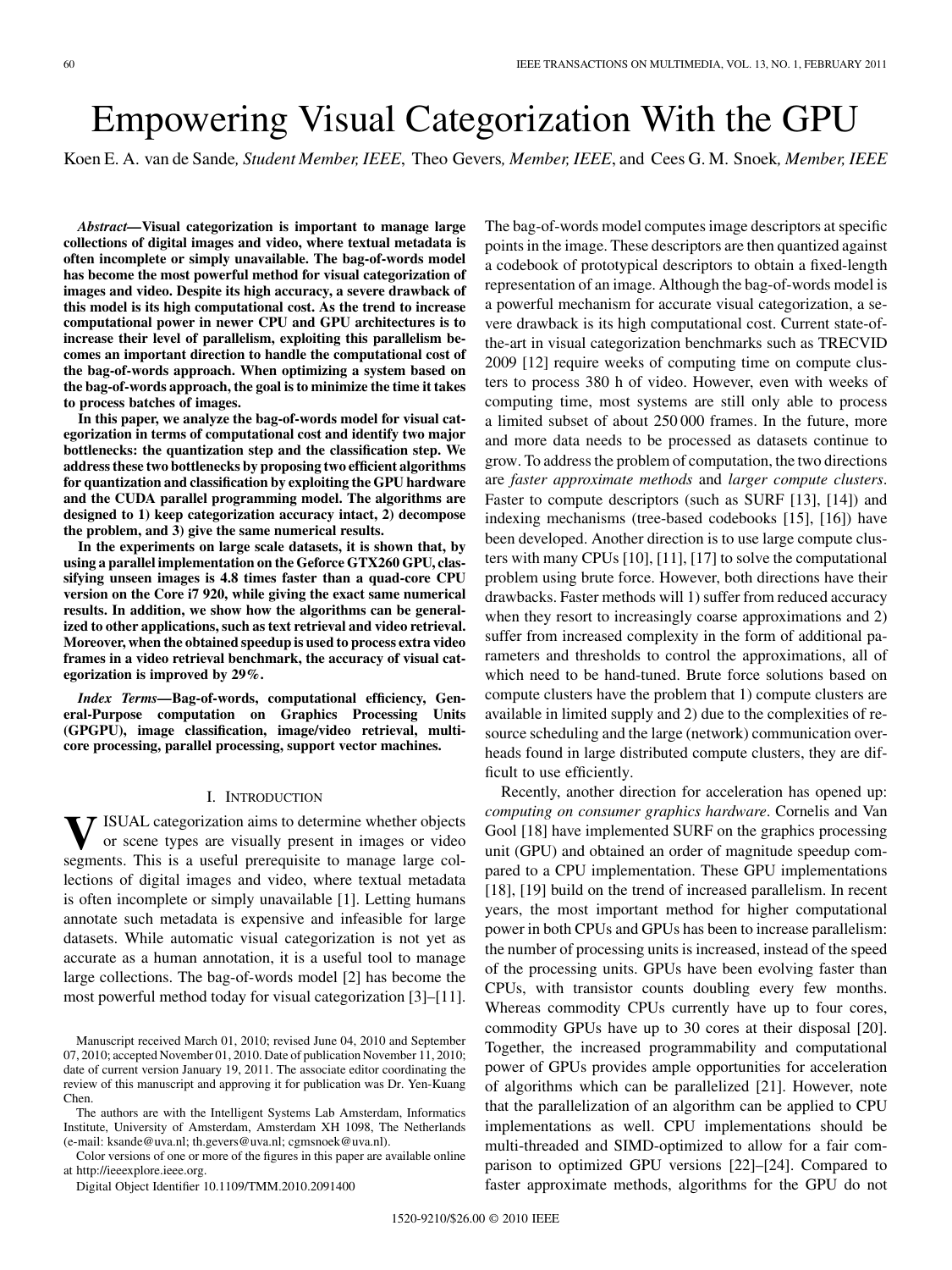# Empowering Visual Categorization With the GPU

Koen E. A. van de Sande, *Student Member, IEEE*, Theo Gevers, *Member, IEEE*, and Cees G. M. Snoek, *Member, IEEE*

***Abstract*—Visual categorization is important to manage large collections of digital images and video, where textual metadata is often incomplete or simply unavailable. The bag-of-words model has become the most powerful method for visual categorization of images and video. Despite its high accuracy, a severe drawback of this model is its high computational cost. As the trend to increase computational power in newer CPU and GPU architectures is to increase their level of parallelism, exploiting this parallelism becomes an important direction to handle the computational cost of the bag-of-words approach. When optimizing a system based on the bag-of-words approach, the goal is to minimize the time it takes to process batches of images.**

**In this paper, we analyze the bag-of-words model for visual categorization in terms of computational cost and identify two major bottlenecks: the quantization step and the classification step. We address these two bottlenecks by proposing two efficient algorithms for quantization and classification by exploiting the GPU hardware and the CUDA parallel programming model. The algorithms are designed to 1) keep categorization accuracy intact, 2) decompose the problem, and 3) give the same numerical results.**

**In the experiments on large scale datasets, it is shown that, by using a parallel implementation on the Geforce GTX260 GPU, classifying unseen images is 4.8 times faster than a quad-core CPU version on the Core i7 920, while giving the exact same numerical results. In addition, we show how the algorithms can be generalized to other applications, such as text retrieval and video retrieval. Moreover, when the obtained speedup is used to process extra video frames in a video retrieval benchmark, the accuracy of visual categorization is improved by 29%.**

***Index Terms*—Bag-of-words, computational efficiency, General-Purpose computation on Graphics Processing Units (GPGPU), image classification, image/video retrieval, multi-core processing, parallel processing, support vector machines.**

## I. Introduction

Visual categorization aims to determine whether objects or scene types are visually present in images or video segments. This is a useful prerequisite to manage large collections of digital images and video, where textual metadata is often incomplete or simply unavailable [1]. Letting humans annotate such metadata is expensive and infeasible for large datasets. While automatic visual categorization is not yet as accurate as a human annotation, it is a useful tool to manage large collections. The bag-of-words model [2] has become the most powerful method today for visual categorization [3]–[11]. The bag-of-words model computes image descriptors at specific points in the image. These descriptors are then quantized against a codebook of prototypical descriptors to obtain a fixed-length representation of an image. Although the bag-of-words model is a powerful mechanism for accurate visual categorization, a severe drawback is its high computational cost. Current state-of-the-art in visual categorization benchmarks such as TRECVID 2009 [12] require weeks of computing time on compute clusters to process 380 h of video. However, even with weeks of computing time, most systems are still only able to process a limited subset of about 250 000 frames. In the future, more and more data needs to be processed as datasets continue to grow. To address the problem of computation, the two directions are *faster approximate methods* and *larger compute clusters*. Faster to compute descriptors (such as SURF [13], [14]) and indexing mechanisms (tree-based codebooks [15], [16]) have been developed. Another direction is to use large compute clusters with many CPUs [10], [11], [17] to solve the computational problem using brute force. However, both directions have their drawbacks. Faster methods will 1) suffer from reduced accuracy when they resort to increasingly coarse approximations and 2) suffer from increased complexity in the form of additional parameters and thresholds to control the approximations, all of which need to be hand-tuned. Brute force solutions based on compute clusters have the problem that 1) compute clusters are available in limited supply and 2) due to the complexities of resource scheduling and the large (network) communication overheads found in large distributed compute clusters, they are difficult to use efficiently.

Recently, another direction for acceleration has opened up: *computing on consumer graphics hardware*. Cornelis and Van Gool [18] have implemented SURF on the graphics processing unit (GPU) and obtained an order of magnitude speedup compared to a CPU implementation. These GPU implementations [18], [19] build on the trend of increased parallelism. In recent years, the most important method for higher computational power in both CPUs and GPUs has been to increase parallelism: the number of processing units is increased, instead of the speed of the processing units. GPUs have been evolving faster than CPUs, with transistor counts doubling every few months. Whereas commodity CPUs currently have up to four cores, commodity GPUs have up to 30 cores at their disposal [20]. Together, the increased programmability and computational power of GPUs provides ample opportunities for acceleration of algorithms which can be parallelized [21]. However, note that the parallelization of an algorithm can be applied to CPU implementations as well. CPU implementations should be multi-threaded and SIMD-optimized to allow for a fair comparison to optimized GPU versions [22]–[24]. Compared to faster approximate methods, algorithms for the GPU do not

---

Manuscript received March 01, 2010; revised June 04, 2010 and September 07, 2010; accepted November 01, 2010. Date of publication November 11, 2010; date of current version January 19, 2011. The associate editor coordinating the review of this manuscript and approving it for publication was Dr. Yen-Kuang Chen.

The authors are with the Intelligent Systems Lab Amsterdam, Informatics Institute, University of Amsterdam, Amsterdam XH 1098, The Netherlands (e-mail: ksande@uva.nl; th.gevers@uva.nl; cgmsnoek@uva.nl).

Color versions of one or more of the figures in this paper are available online at http://ieeexplore.ieee.org.

Digital Object Identifier 10.1109/TMM.2010.2091400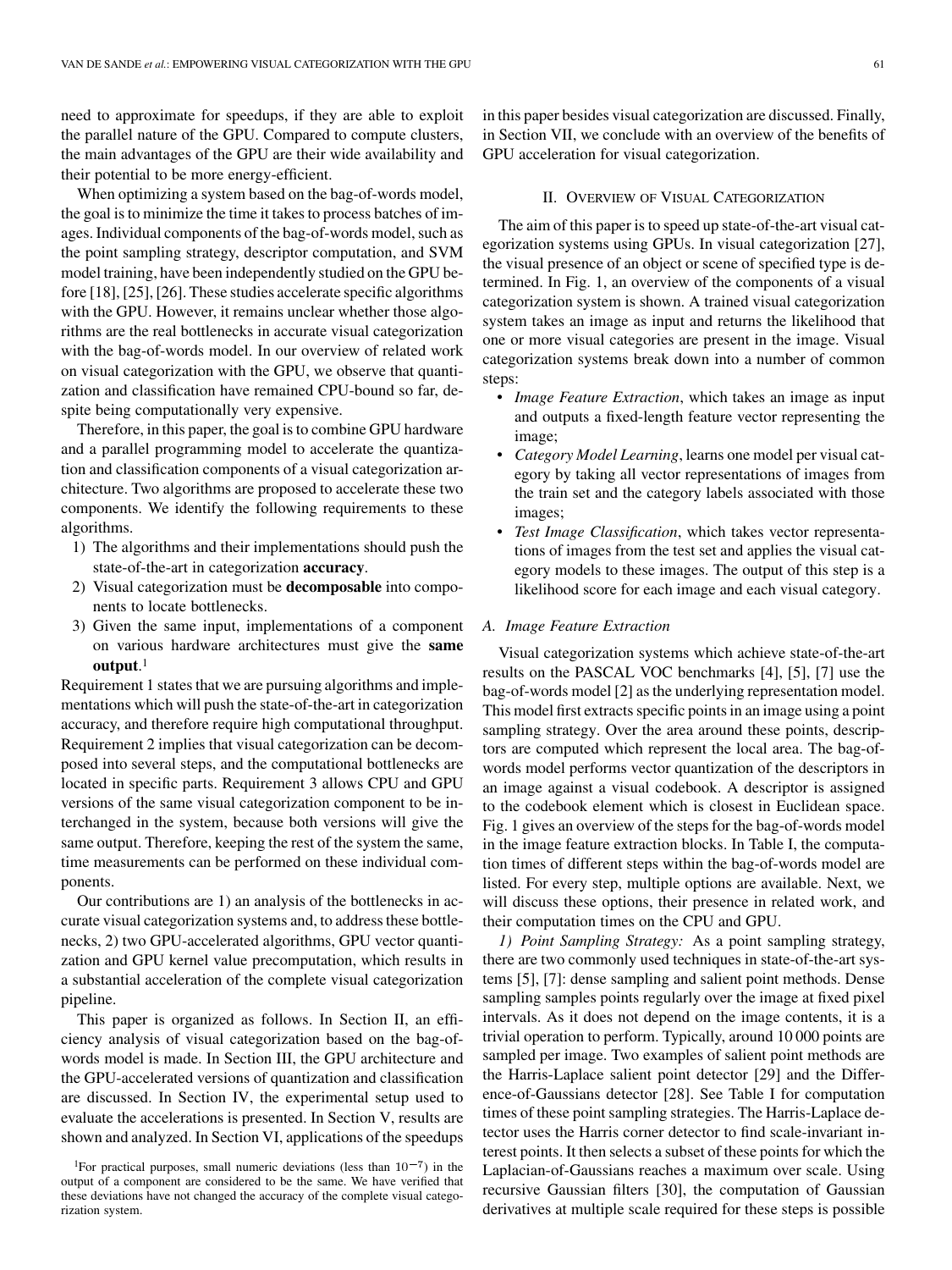need to approximate for speedups, if they are able to exploit the parallel nature of the GPU. Compared to compute clusters, the main advantages of the GPU are their wide availability and their potential to be more energy-efficient.

When optimizing a system based on the bag-of-words model, the goal is to minimize the time it takes to process batches of images. Individual components of the bag-of-words model, such as the point sampling strategy, descriptor computation, and SVM model training, have been independently studied on the GPU before [18], [25], [26]. These studies accelerate specific algorithms with the GPU. However, it remains unclear whether those algorithms are the real bottlenecks in accurate visual categorization with the bag-of-words model. In our overview of related work on visual categorization with the GPU, we observe that quantization and classification have remained CPU-bound so far, despite being computationally very expensive.

Therefore, in this paper, the goal is to combine GPU hardware and a parallel programming model to accelerate the quantization and classification components of a visual categorization architecture. Two algorithms are proposed to accelerate these two components. We identify the following requirements to these algorithms.

1) The algorithms and their implementations should push the state-of-the-art in categorization **accuracy**.
2) Visual categorization must be **decomposable** into components to locate bottlenecks.
3) Given the same input, implementations of a component on various hardware architectures must give the **same output**.[1]

Requirement 1 states that we are pursuing algorithms and implementations which will push the state-of-the-art in categorization accuracy, and therefore require high computational throughput. Requirement 2 implies that visual categorization can be decomposed into several steps, and the computational bottlenecks are located in specific parts. Requirement 3 allows CPU and GPU versions of the same visual categorization component to be interchanged in the system, because both versions will give the same output. Therefore, keeping the rest of the system the same, time measurements can be performed on these individual components.

Our contributions are 1) an analysis of the bottlenecks in accurate visual categorization systems and, to address these bottlenecks, 2) two GPU-accelerated algorithms, GPU vector quantization and GPU kernel value precomputation, which results in a substantial acceleration of the complete visual categorization pipeline.

This paper is organized as follows. In Section II, an efficiency analysis of visual categorization based on the bag-of-words model is made. In Section III, the GPU architecture and the GPU-accelerated versions of quantization and classification are discussed. In Section IV, the experimental setup used to evaluate the accelerations is presented. In Section V, results are shown and analyzed. In Section VI, applications of the speedups in this paper besides visual categorization are discussed. Finally, in Section VII, we conclude with an overview of the benefits of GPU acceleration for visual categorization.

[1] For practical purposes, small numeric deviations (less than $10^{-7}$) in the output of a component are considered to be the same. We have verified that these deviations have not changed the accuracy of the complete visual categorization system.

## II. Overview of Visual Categorization

The aim of this paper is to speed up state-of-the-art visual categorization systems using GPUs. In visual categorization [27], the visual presence of an object or scene of specified type is determined. In Fig. 1, an overview of the components of a visual categorization system is shown. A trained visual categorization system takes an image as input and returns the likelihood that one or more visual categories are present in the image. Visual categorization systems break down into a number of common steps:

- *Image Feature Extraction*, which takes an image as input and outputs a fixed-length feature vector representing the image;
- *Category Model Learning*, learns one model per visual category by taking all vector representations of images from the train set and the category labels associated with those images;
- *Test Image Classification*, which takes vector representations of images from the test set and applies the visual category models to these images. The output of this step is a likelihood score for each image and each visual category.

### A. Image Feature Extraction

Visual categorization systems which achieve state-of-the-art results on the PASCAL VOC benchmarks [4], [5], [7] use the bag-of-words model [2] as the underlying representation model. This model first extracts specific points in an image using a point sampling strategy. Over the area around these points, descriptors are computed which represent the local area. The bag-of-words model performs vector quantization of the descriptors in an image against a visual codebook. A descriptor is assigned to the codebook element which is closest in Euclidean space. Fig. 1 gives an overview of the steps for the bag-of-words model in the image feature extraction blocks. In Table I, the computation times of different steps within the bag-of-words model are listed. For every step, multiple options are available. Next, we will discuss these options, their presence in related work, and their computation times on the CPU and GPU.

*1) Point Sampling Strategy:* As a point sampling strategy, there are two commonly used techniques in state-of-the-art systems [5], [7]: dense sampling and salient point methods. Dense sampling samples points regularly over the image at fixed pixel intervals. As it does not depend on the image contents, it is a trivial operation to perform. Typically, around 10 000 points are sampled per image. Two examples of salient point methods are the Harris-Laplace salient point detector [29] and the Difference-of-Gaussians detector [28]. See Table I for computation times of these point sampling strategies. The Harris-Laplace detector uses the Harris corner detector to find scale-invariant interest points. It then selects a subset of these points for which the Laplacian-of-Gaussians reaches a maximum over scale. Using recursive Gaussian filters [30], the computation of Gaussian derivatives at multiple scale required for these steps is possible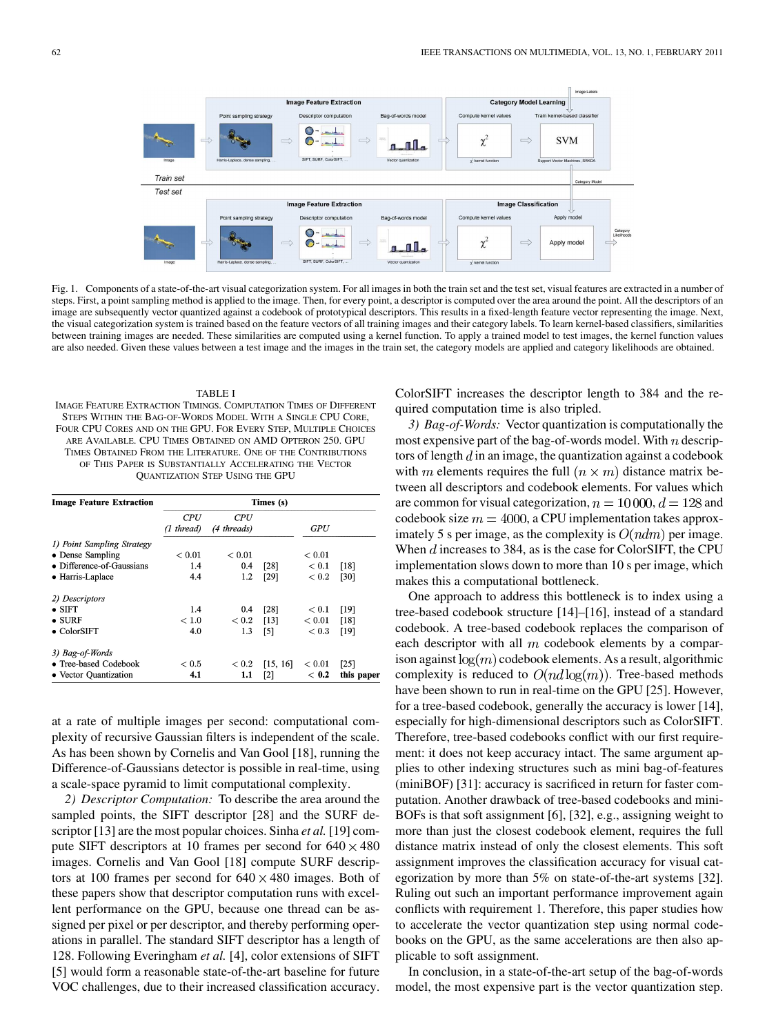Fig. 1. Components of a state-of-the-art visual categorization system. For all images in both the train set and the test set, visual features are extracted in a number of steps. First, a point sampling method is applied to the image. Then, for every point, a descriptor is computed over the area around the point. All the descriptors of an image are subsequently vector quantized against a codebook of prototypical descriptors. This results in a fixed-length feature vector representing the image. Next, the visual categorization system is trained based on the feature vectors of all training images and their category labels. To learn kernel-based classifiers, similarities between training images are needed. These similarities are computed using a kernel function. To apply a trained model to test images, the kernel function values are also needed. Given these values between a test image and the images in the train set, the category models are applied and category likelihoods are obtained.

TABLE I
IMAGE FEATURE EXTRACTION TIMINGS. COMPUTATION TIMES OF DIFFERENT STEPS WITHIN THE BAG-OF-WORDS MODEL WITH A SINGLE CPU CORE, FOUR CPU CORES AND ON THE GPU. FOR EVERY STEP, MULTIPLE CHOICES ARE AVAILABLE. CPU TIMES OBTAINED ON AMD OPTERON 250. GPU TIMES OBTAINED FROM THE LITERATURE. ONE OF THE CONTRIBUTIONS OF THIS PAPER IS SUBSTANTIALLY ACCELERATING THE VECTOR QUANTIZATION STEP USING THE GPU

| **Image Feature Extraction** | Times (s) | | | | |
|---|---|---|---|---|---|
| | *CPU (1 thread)* | *CPU (4 threads)* | | *GPU* | |
| *1) Point Sampling Strategy* | | | | | |
| • Dense Sampling | < 0.01 | < 0.01 | | < 0.01 | |
| • Difference-of-Gaussians | 1.4 | 0.4 | [28] | < 0.1 | [18] |
| • Harris-Laplace | 4.4 | 1.2 | [29] | < 0.2 | [30] |
| *2) Descriptors* | | | | | |
| • SIFT | 1.4 | 0.4 | [28] | < 0.1 | [19] |
| • SURF | < 1.0 | < 0.2 | [13] | < 0.01 | [18] |
| • ColorSIFT | 4.0 | 1.3 | [5] | < 0.3 | [19] |
| *3) Bag-of-Words* | | | | | |
| • Tree-based Codebook | < 0.5 | < 0.2 | [15, 16] | < 0.01 | [25] |
| • Vector Quantization | **4.1** | **1.1** | [2] | < **0.2** | **this paper** |

at a rate of multiple images per second: computational complexity of recursive Gaussian filters is independent of the scale. As has been shown by Cornelis and Van Gool [18], running the Difference-of-Gaussians detector is possible in real-time, using a scale-space pyramid to limit computational complexity.

*2) Descriptor Computation:* To describe the area around the sampled points, the SIFT descriptor [28] and the SURF descriptor [13] are the most popular choices. Sinha *et al.* [19] compute SIFT descriptors at 10 frames per second for $640 \times 480$ images. Cornelis and Van Gool [18] compute SURF descriptors at 100 frames per second for $640 \times 480$ images. Both of these papers show that descriptor computation runs with excellent performance on the GPU, because one thread can be assigned per pixel or per descriptor, and thereby performing operations in parallel. The standard SIFT descriptor has a length of 128. Following Everingham *et al.* [4], color extensions of SIFT [5] would form a reasonable state-of-the-art baseline for future VOC challenges, due to their increased classification accuracy. ColorSIFT increases the descriptor length to 384 and the required computation time is also tripled.

*3) Bag-of-Words:* Vector quantization is computationally the most expensive part of the bag-of-words model. With $n$ descriptors of length $d$ in an image, the quantization against a codebook with $m$ elements requires the full $(n \times m)$ distance matrix between all descriptors and codebook elements. For values which are common for visual categorization, $n = 10\,000$, $d = 128$ and codebook size $m = 4000$, a CPU implementation takes approximately 5 s per image, as the complexity is $O(ndm)$ per image. When $d$ increases to 384, as is the case for ColorSIFT, the CPU implementation slows down to more than 10 s per image, which makes this a computational bottleneck.

One approach to address this bottleneck is to index using a tree-based codebook structure [14]–[16], instead of a standard codebook. A tree-based codebook replaces the comparison of each descriptor with all $m$ codebook elements by a comparison against $\log(m)$ codebook elements. As a result, algorithmic complexity is reduced to $O(nd\log(m))$. Tree-based methods have been shown to run in real-time on the GPU [25]. However, for a tree-based codebook, generally the accuracy is lower [14], especially for high-dimensional descriptors such as ColorSIFT. Therefore, tree-based codebooks conflict with our first requirement: it does not keep accuracy intact. The same argument applies to other indexing structures such as mini bag-of-features (miniBOF) [31]: accuracy is sacrificed in return for faster computation. Another drawback of tree-based codebooks and miniBOFs is that soft assignment [6], [32], e.g., assigning weight to more than just the closest codebook element, requires the full distance matrix instead of only the closest elements. This soft assignment improves the classification accuracy for visual categorization by more than 5% on state-of-the-art systems [32]. Ruling out such an important performance improvement again conflicts with requirement 1. Therefore, this paper studies how to accelerate the vector quantization step using normal codebooks on the GPU, as the same accelerations are then also applicable to soft assignment.

In conclusion, in a state-of-the-art setup of the bag-of-words model, the most expensive part is the vector quantization step.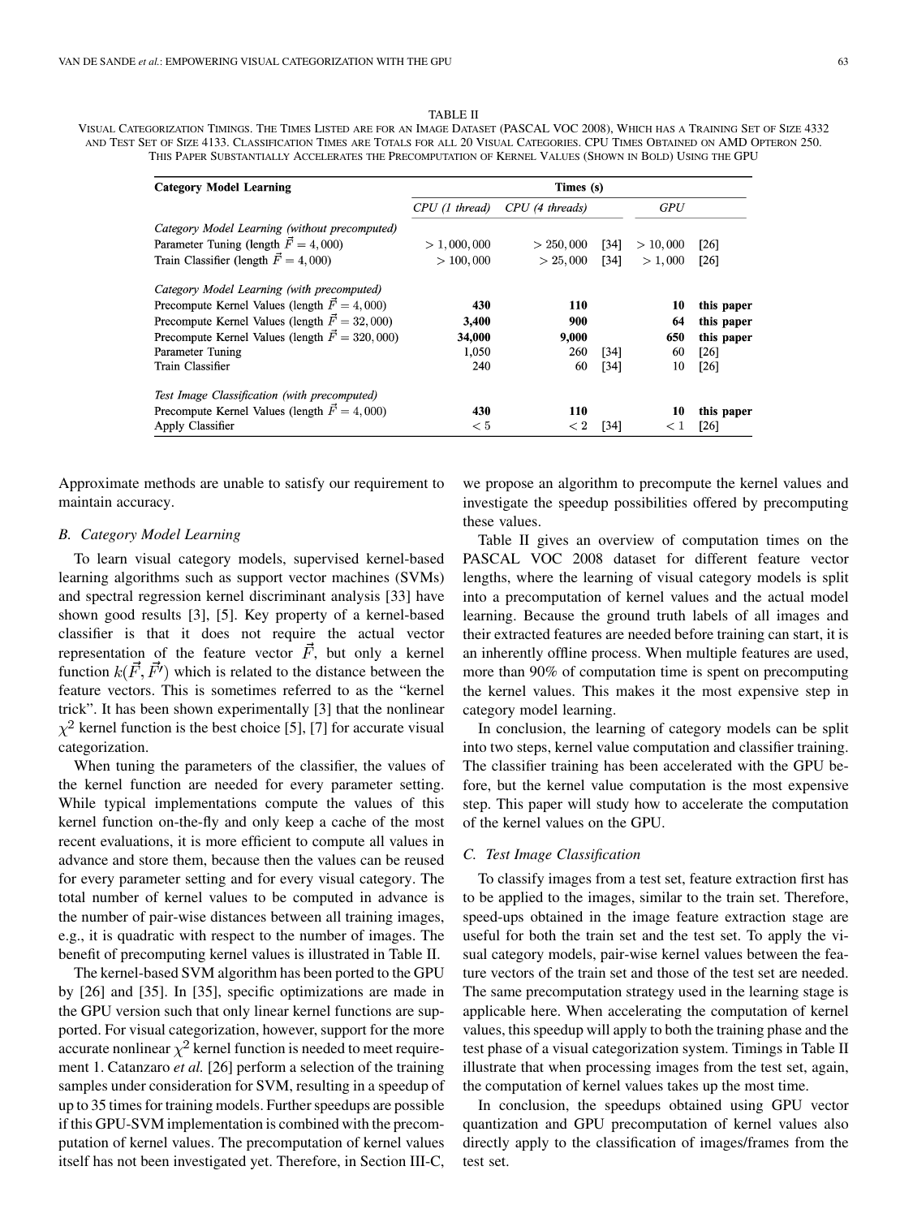TABLE II

VISUAL CATEGORIZATION TIMINGS. THE TIMES LISTED ARE FOR AN IMAGE DATASET (PASCAL VOC 2008), WHICH HAS A TRAINING SET OF SIZE 4332 AND TEST SET OF SIZE 4133. CLASSIFICATION TIMES ARE TOTALS FOR ALL 20 VISUAL CATEGORIES. CPU TIMES OBTAINED ON AMD OPTERON 250. THIS PAPER SUBSTANTIALLY ACCELERATES THE PRECOMPUTATION OF KERNEL VALUES (SHOWN IN BOLD) USING THE GPU

| Category Model Learning | Times (s) | | | | |
|---|---|---|---|---|---|
| | *CPU (1 thread)* | *CPU (4 threads)* | | *GPU* | |
| *Category Model Learning (without precomputed)* | | | | | |
| Parameter Tuning (length $\vec{F} = 4,000$) | $> 1,000,000$ | $> 250,000$ | [34] | $> 10,000$ | [26] |
| Train Classifier (length $\vec{F} = 4,000$) | $> 100,000$ | $> 25,000$ | [34] | $> 1,000$ | [26] |
| *Category Model Learning (with precomputed)* | | | | | |
| Precompute Kernel Values (length $\vec{F} = 4,000$) | **430** | **110** | | **10** | **this paper** |
| Precompute Kernel Values (length $\vec{F} = 32,000$) | **3,400** | **900** | | **64** | **this paper** |
| Precompute Kernel Values (length $\vec{F} = 320,000$) | **34,000** | **9,000** | | **650** | **this paper** |
| Parameter Tuning | 1,050 | 260 | [34] | 60 | [26] |
| Train Classifier | 240 | 60 | [34] | 10 | [26] |
| *Test Image Classification (with precomputed)* | | | | | |
| Precompute Kernel Values (length $\vec{F} = 4,000$) | **430** | **110** | | **10** | **this paper** |
| Apply Classifier | $< 5$ | $< 2$ | [34] | $< 1$ | [26] |

Approximate methods are unable to satisfy our requirement to maintain accuracy.

### B. Category Model Learning

To learn visual category models, supervised kernel-based learning algorithms such as support vector machines (SVMs) and spectral regression kernel discriminant analysis [33] have shown good results [3], [5]. Key property of a kernel-based classifier is that it does not require the actual vector representation of the feature vector $\vec{F}$, but only a kernel function $k(\vec{F}, \vec{F'})$ which is related to the distance between the feature vectors. This is sometimes referred to as the "kernel trick". It has been shown experimentally [3] that the nonlinear $\chi^2$ kernel function is the best choice [5], [7] for accurate visual categorization.

When tuning the parameters of the classifier, the values of the kernel function are needed for every parameter setting. While typical implementations compute the values of this kernel function on-the-fly and only keep a cache of the most recent evaluations, it is more efficient to compute all values in advance and store them, because then the values can be reused for every parameter setting and for every visual category. The total number of kernel values to be computed in advance is the number of pair-wise distances between all training images, e.g., it is quadratic with respect to the number of images. The benefit of precomputing kernel values is illustrated in Table II.

The kernel-based SVM algorithm has been ported to the GPU by [26] and [35]. In [35], specific optimizations are made in the GPU version such that only linear kernel functions are supported. For visual categorization, however, support for the more accurate nonlinear $\chi^2$ kernel function is needed to meet requirement 1. Catanzaro *et al.* [26] perform a selection of the training samples under consideration for SVM, resulting in a speedup of up to 35 times for training models. Further speedups are possible if this GPU-SVM implementation is combined with the precomputation of kernel values. The precomputation of kernel values itself has not been investigated yet. Therefore, in Section III-C, we propose an algorithm to precompute the kernel values and investigate the speedup possibilities offered by precomputing these values.

Table II gives an overview of computation times on the PASCAL VOC 2008 dataset for different feature vector lengths, where the learning of visual category models is split into a precomputation of kernel values and the actual model learning. Because the ground truth labels of all images and their extracted features are needed before training can start, it is an inherently offline process. When multiple features are used, more than 90% of computation time is spent on precomputing the kernel values. This makes it the most expensive step in category model learning.

In conclusion, the learning of category models can be split into two steps, kernel value computation and classifier training. The classifier training has been accelerated with the GPU before, but the kernel value computation is the most expensive step. This paper will study how to accelerate the computation of the kernel values on the GPU.

### C. Test Image Classification

To classify images from a test set, feature extraction first has to be applied to the images, similar to the train set. Therefore, speed-ups obtained in the image feature extraction stage are useful for both the train set and the test set. To apply the visual category models, pair-wise kernel values between the feature vectors of the train set and those of the test set are needed. The same precomputation strategy used in the learning stage is applicable here. When accelerating the computation of kernel values, this speedup will apply to both the training phase and the test phase of a visual categorization system. Timings in Table II illustrate that when processing images from the test set, again, the computation of kernel values takes up the most time.

In conclusion, the speedups obtained using GPU vector quantization and GPU precomputation of kernel values also directly apply to the classification of images/frames from the test set.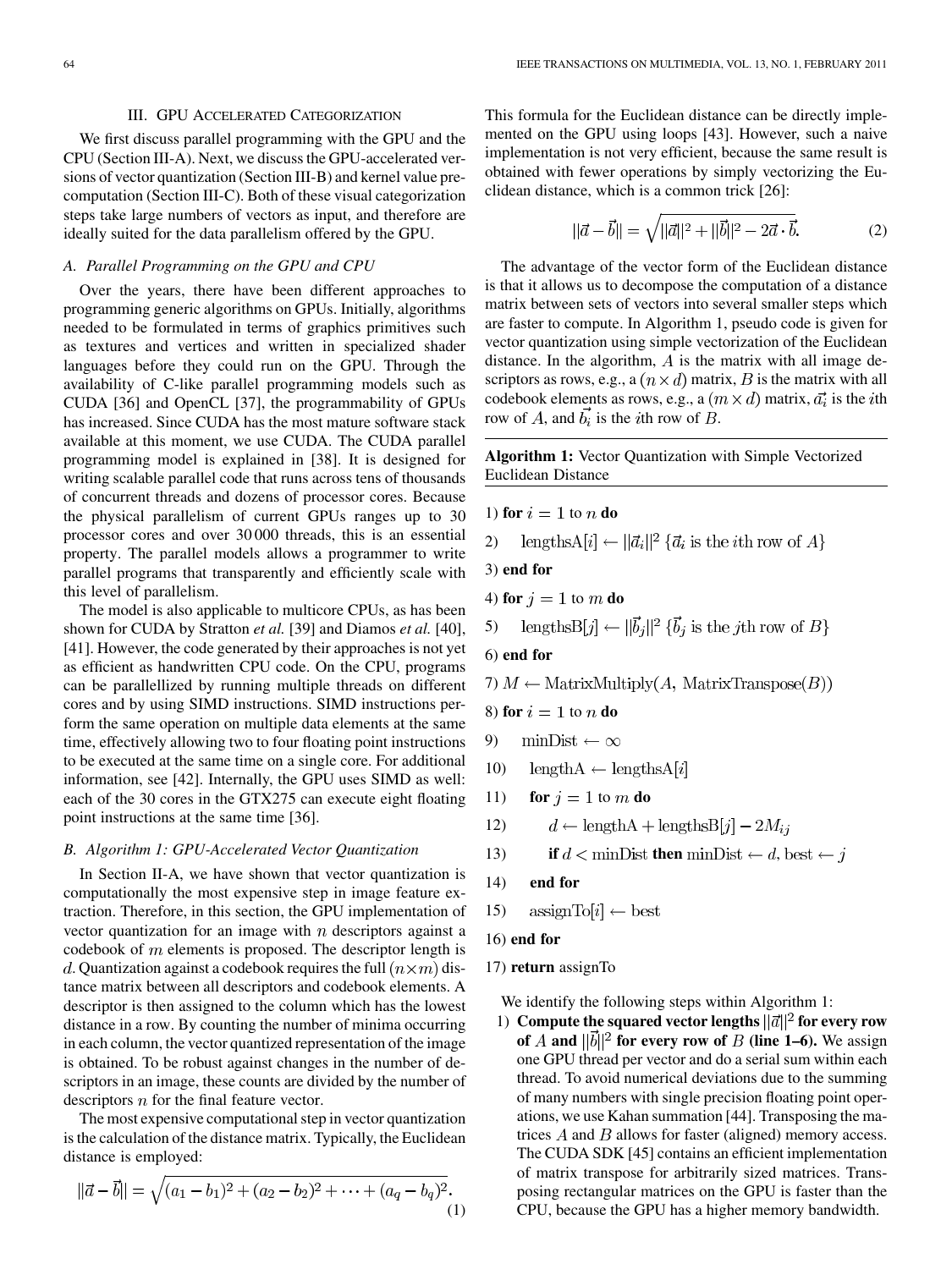## III. GPU Accelerated Categorization

We first discuss parallel programming with the GPU and the CPU (Section III-A). Next, we discuss the GPU-accelerated versions of vector quantization (Section III-B) and kernel value precomputation (Section III-C). Both of these visual categorization steps take large numbers of vectors as input, and therefore are ideally suited for the data parallelism offered by the GPU.

### A. Parallel Programming on the GPU and CPU

Over the years, there have been different approaches to programming generic algorithms on GPUs. Initially, algorithms needed to be formulated in terms of graphics primitives such as textures and vertices and written in specialized shader languages before they could run on the GPU. Through the availability of C-like parallel programming models such as CUDA [36] and OpenCL [37], the programmability of GPUs has increased. Since CUDA has the most mature software stack available at this moment, we use CUDA. The CUDA parallel programming model is explained in [38]. It is designed for writing scalable parallel code that runs across tens of thousands of concurrent threads and dozens of processor cores. Because the physical parallelism of current GPUs ranges up to 30 processor cores and over 30 000 threads, this is an essential property. The parallel models allows a programmer to write parallel programs that transparently and efficiently scale with this level of parallelism.

The model is also applicable to multicore CPUs, as has been shown for CUDA by Stratton *et al.* [39] and Diamos *et al.* [40], [41]. However, the code generated by their approaches is not yet as efficient as handwritten CPU code. On the CPU, programs can be parallellized by running multiple threads on different cores and by using SIMD instructions. SIMD instructions perform the same operation on multiple data elements at the same time, effectively allowing two to four floating point instructions to be executed at the same time on a single core. For additional information, see [42]. Internally, the GPU uses SIMD as well: each of the 30 cores in the GTX275 can execute eight floating point instructions at the same time [36].

### B. Algorithm 1: GPU-Accelerated Vector Quantization

In Section II-A, we have shown that vector quantization is computationally the most expensive step in image feature extraction. Therefore, in this section, the GPU implementation of vector quantization for an image with $n$ descriptors against a codebook of $m$ elements is proposed. The descriptor length is $d$. Quantization against a codebook requires the full $(n \times m)$ distance matrix between all descriptors and codebook elements. A descriptor is then assigned to the column which has the lowest distance in a row. By counting the number of minima occurring in each column, the vector quantized representation of the image is obtained. To be robust against changes in the number of descriptors in an image, these counts are divided by the number of descriptors $n$ for the final feature vector.

The most expensive computational step in vector quantization is the calculation of the distance matrix. Typically, the Euclidean distance is employed:

$$||\vec{a} - \vec{b}|| = \sqrt{(a_1 - b_1)^2 + (a_2 - b_2)^2 + \cdots + (a_q - b_q)^2}. \quad (1)$$

This formula for the Euclidean distance can be directly implemented on the GPU using loops [43]. However, such a naive implementation is not very efficient, because the same result is obtained with fewer operations by simply vectorizing the Euclidean distance, which is a common trick [26]:

$$||\vec{a} - \vec{b}|| = \sqrt{||\vec{a}||^2 + ||\vec{b}||^2 - 2\vec{a} \cdot \vec{b}}. \quad (2)$$

The advantage of the vector form of the Euclidean distance is that it allows us to decompose the computation of a distance matrix between sets of vectors into several smaller steps which are faster to compute. In Algorithm 1, pseudo code is given for vector quantization using simple vectorization of the Euclidean distance. In the algorithm, $A$ is the matrix with all image descriptors as rows, e.g., a $(n \times d)$ matrix, $B$ is the matrix with all codebook elements as rows, e.g., a $(m \times d)$ matrix, $\vec{a_i}$ is the $i$th row of $A$, and $\vec{b_i}$ is the $i$th row of $B$.

**Algorithm 1:** Vector Quantization with Simple Vectorized Euclidean Distance

1) **for** $i = 1$ to $n$ **do**
2) $\quad$ $\text{lengthsA}[i] \leftarrow ||\vec{a}_i||^2$ $\{\vec{a}_i$ is the $i$th row of $A\}$
3) **end for**
4) **for** $j = 1$ to $m$ **do**
5) $\quad$ $\text{lengthsB}[j] \leftarrow ||\vec{b}_j||^2$ $\{\vec{b}_j$ is the $j$th row of $B\}$
6) **end for**
7) $M \leftarrow \text{MatrixMultiply}(A, \text{MatrixTranspose}(B))$
8) **for** $i = 1$ to $n$ **do**
9) $\quad$ $\text{minDist} \leftarrow \infty$
10) $\quad$ $\text{lengthA} \leftarrow \text{lengthsA}[i]$
11) $\quad$ **for** $j = 1$ to $m$ **do**
12) $\quad\quad$ $d \leftarrow \text{lengthA} + \text{lengthsB}[j] - 2M_{ij}$
13) $\quad\quad$ **if** $d < \text{minDist}$ **then** $\text{minDist} \leftarrow d$, $\text{best} \leftarrow j$
14) $\quad$ **end for**
15) $\quad$ $\text{assignTo}[i] \leftarrow \text{best}$
16) **end for**
17) **return** assignTo

We identify the following steps within Algorithm 1:

1) **Compute the squared vector lengths $||\vec{a}||^2$ for every row of $A$ and $||\vec{b}||^2$ for every row of $B$ (line 1–6).** We assign one GPU thread per vector and do a serial sum within each thread. To avoid numerical deviations due to the summing of many numbers with single precision floating point operations, we use Kahan summation [44]. Transposing the matrices $A$ and $B$ allows for faster (aligned) memory access. The CUDA SDK [45] contains an efficient implementation of matrix transpose for arbitrarily sized matrices. Transposing rectangular matrices on the GPU is faster than the CPU, because the GPU has a higher memory bandwidth.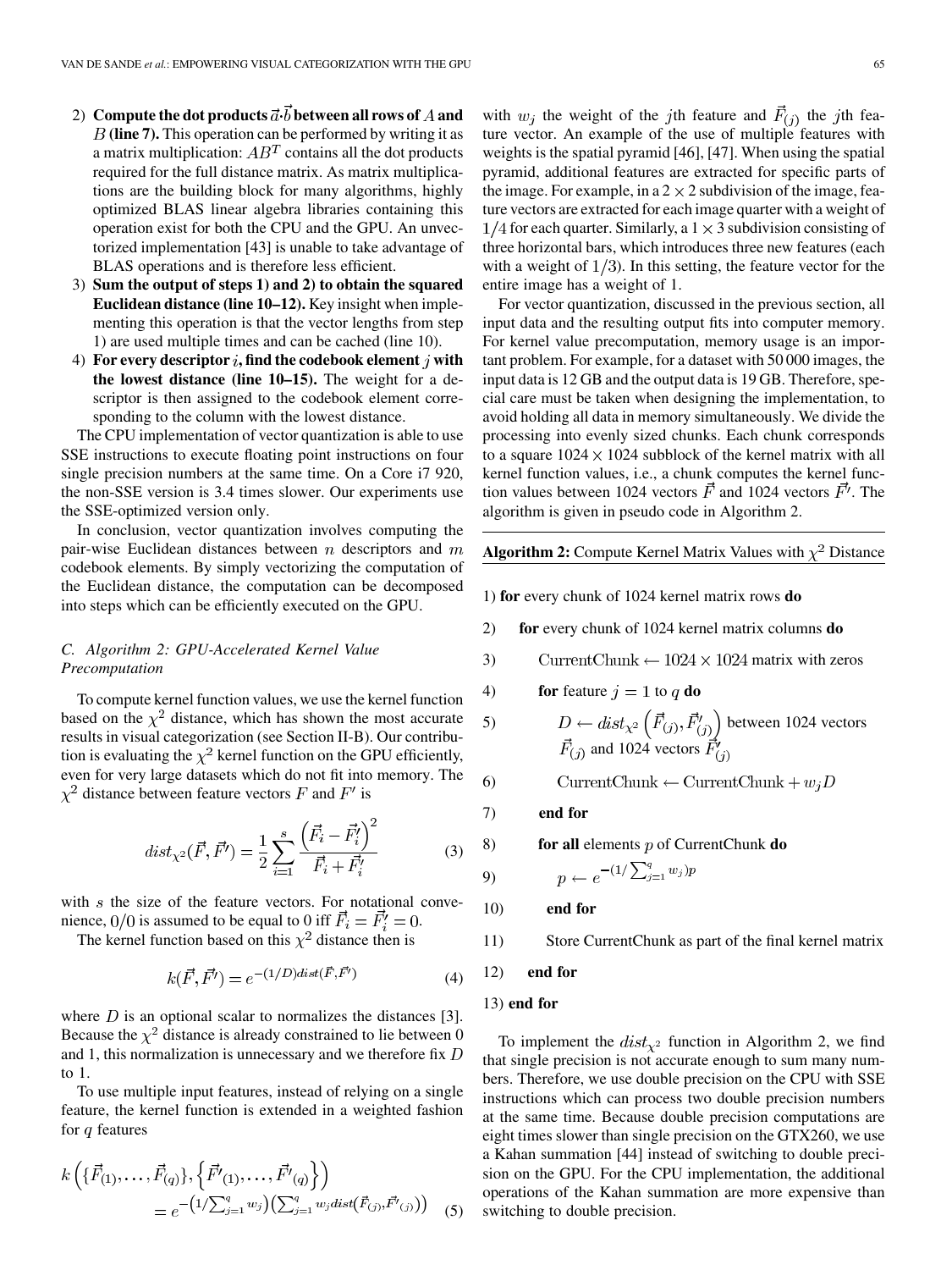2) **Compute the dot products $\vec{a}\cdot\vec{b}$ between all rows of $A$ and $B$ (line 7).** This operation can be performed by writing it as a matrix multiplication: $AB^T$ contains all the dot products required for the full distance matrix. As matrix multiplications are the building block for many algorithms, highly optimized BLAS linear algebra libraries containing this operation exist for both the CPU and the GPU. An unvectorized implementation [43] is unable to take advantage of BLAS operations and is therefore less efficient.
3) **Sum the output of steps 1) and 2) to obtain the squared Euclidean distance (line 10–12).** Key insight when implementing this operation is that the vector lengths from step 1) are used multiple times and can be cached (line 10).
4) **For every descriptor $i$, find the codebook element $j$ with the lowest distance (line 10–15).** The weight for a descriptor is then assigned to the codebook element corresponding to the column with the lowest distance.

The CPU implementation of vector quantization is able to use SSE instructions to execute floating point instructions on four single precision numbers at the same time. On a Core i7 920, the non-SSE version is 3.4 times slower. Our experiments use the SSE-optimized version only.

In conclusion, vector quantization involves computing the pair-wise Euclidean distances between $n$ descriptors and $m$ codebook elements. By simply vectorizing the computation of the Euclidean distance, the computation can be decomposed into steps which can be efficiently executed on the GPU.

### C. Algorithm 2: GPU-Accelerated Kernel Value Precomputation

To compute kernel function values, we use the kernel function based on the $\chi^2$ distance, which has shown the most accurate results in visual categorization (see Section II-B). Our contribution is evaluating the $\chi^2$ kernel function on the GPU efficiently, even for very large datasets which do not fit into memory. The $\chi^2$ distance between feature vectors $F$ and $F'$ is

$$dist_{\chi^2}(\vec{F},\vec{F'}) = \frac{1}{2}\sum_{i=1}^{s}\frac{\left(\vec{F_i}-\vec{F'_i}\right)^2}{\vec{F_i}+\vec{F'_i}} \tag{3}$$

with $s$ the size of the feature vectors. For notational convenience, $0/0$ is assumed to be equal to 0 iff $\vec{F_i}=\vec{F'_i}=0$.

The kernel function based on this $\chi^2$ distance then is

$$k(\vec{F},\vec{F'}) = e^{-(1/D)dist(\vec{F},\vec{F'})} \tag{4}$$

where $D$ is an optional scalar to normalizes the distances [3]. Because the $\chi^2$ distance is already constrained to lie between 0 and 1, this normalization is unnecessary and we therefore fix $D$ to 1.

To use multiple input features, instead of relying on a single feature, the kernel function is extended in a weighted fashion for $q$ features

$$k\left(\{\vec{F}_{(1)},\ldots,\vec{F}_{(q)}\},\left\{\vec{F'}_{(1)},\ldots,\vec{F'}_{(q)}\right\}\right) = e^{-\left(1/\sum_{j=1}^{q}w_j\right)\left(\sum_{j=1}^{q}w_j dist\left(\vec{F}_{(j)},\vec{F'}_{(j)}\right)\right)} \tag{5}$$

with $w_j$ the weight of the $j$th feature and $\vec{F}_{(j)}$ the $j$th feature vector. An example of the use of multiple features with weights is the spatial pyramid [46], [47]. When using the spatial pyramid, additional features are extracted for specific parts of the image. For example, in a $2\times 2$ subdivision of the image, feature vectors are extracted for each image quarter with a weight of $1/4$ for each quarter. Similarly, a $1\times 3$ subdivision consisting of three horizontal bars, which introduces three new features (each with a weight of $1/3$). In this setting, the feature vector for the entire image has a weight of 1.

For vector quantization, discussed in the previous section, all input data and the resulting output fits into computer memory. For kernel value precomputation, memory usage is an important problem. For example, for a dataset with 50 000 images, the input data is 12 GB and the output data is 19 GB. Therefore, special care must be taken when designing the implementation, to avoid holding all data in memory simultaneously. We divide the processing into evenly sized chunks. Each chunk corresponds to a square $1024\times 1024$ subblock of the kernel matrix with all kernel function values, i.e., a chunk computes the kernel function values between 1024 vectors $\vec{F}$ and 1024 vectors $\vec{F'}$. The algorithm is given in pseudo code in Algorithm 2.

**Algorithm 2:** Compute Kernel Matrix Values with $\chi^2$ Distance

1) **for** every chunk of 1024 kernel matrix rows **do**
2) **for** every chunk of 1024 kernel matrix columns **do**
3) $\mathrm{CurrentChunk} \leftarrow 1024\times 1024$ matrix with zeros
4) **for** feature $j=1$ to $q$ **do**
5) $D \leftarrow dist_{\chi^2}\left(\vec{F}_{(j)},\vec{F'}_{(j)}\right)$ between 1024 vectors $\vec{F}_{(j)}$ and 1024 vectors $\vec{F'}_{(j)}$
6) $\mathrm{CurrentChunk} \leftarrow \mathrm{CurrentChunk} + w_j D$
7) **end for**
8) **for all** elements $p$ of CurrentChunk **do**
9) $p \leftarrow e^{-(1/\sum_{j=1}^{q}w_j)p}$
10) **end for**
11) Store CurrentChunk as part of the final kernel matrix
12) **end for**
13) **end for**

To implement the $dist_{\chi^2}$ function in Algorithm 2, we find that single precision is not accurate enough to sum many numbers. Therefore, we use double precision on the CPU with SSE instructions which can process two double precision numbers at the same time. Because double precision computations are eight times slower than single precision on the GTX260, we use a Kahan summation [44] instead of switching to double precision on the GPU. For the CPU implementation, the additional operations of the Kahan summation are more expensive than switching to double precision.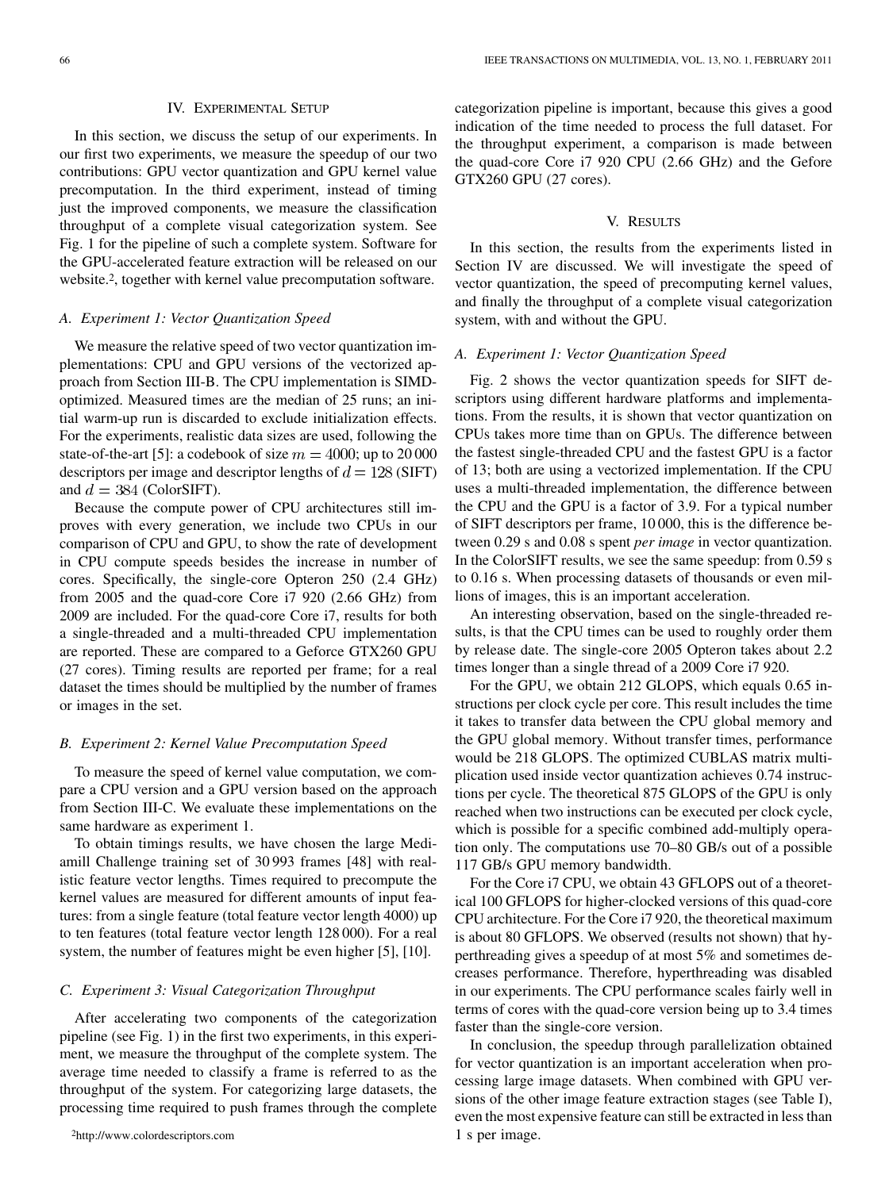## IV. Experimental Setup

In this section, we discuss the setup of our experiments. In our first two experiments, we measure the speedup of our two contributions: GPU vector quantization and GPU kernel value precomputation. In the third experiment, instead of timing just the improved components, we measure the classification throughput of a complete visual categorization system. See Fig. 1 for the pipeline of such a complete system. Software for the GPU-accelerated feature extraction will be released on our website.[2], together with kernel value precomputation software.

### A. Experiment 1: Vector Quantization Speed

We measure the relative speed of two vector quantization implementations: CPU and GPU versions of the vectorized approach from Section III-B. The CPU implementation is SIMD-optimized. Measured times are the median of 25 runs; an initial warm-up run is discarded to exclude initialization effects. For the experiments, realistic data sizes are used, following the state-of-the-art [5]: a codebook of size $m = 4000$; up to 20 000 descriptors per image and descriptor lengths of $d = 128$ (SIFT) and $d = 384$ (ColorSIFT).

Because the compute power of CPU architectures still improves with every generation, we include two CPUs in our comparison of CPU and GPU, to show the rate of development in CPU compute speeds besides the increase in number of cores. Specifically, the single-core Opteron 250 (2.4 GHz) from 2005 and the quad-core Core i7 920 (2.66 GHz) from 2009 are included. For the quad-core Core i7, results for both a single-threaded and a multi-threaded CPU implementation are reported. These are compared to a Geforce GTX260 GPU (27 cores). Timing results are reported per frame; for a real dataset the times should be multiplied by the number of frames or images in the set.

### B. Experiment 2: Kernel Value Precomputation Speed

To measure the speed of kernel value computation, we compare a CPU version and a GPU version based on the approach from Section III-C. We evaluate these implementations on the same hardware as experiment 1.

To obtain timings results, we have chosen the large Mediamill Challenge training set of 30 993 frames [48] with realistic feature vector lengths. Times required to precompute the kernel values are measured for different amounts of input features: from a single feature (total feature vector length 4000) up to ten features (total feature vector length 128 000). For a real system, the number of features might be even higher [5], [10].

### C. Experiment 3: Visual Categorization Throughput

After accelerating two components of the categorization pipeline (see Fig. 1) in the first two experiments, in this experiment, we measure the throughput of the complete system. The average time needed to classify a frame is referred to as the throughput of the system. For categorizing large datasets, the processing time required to push frames through the complete categorization pipeline is important, because this gives a good indication of the time needed to process the full dataset. For the throughput experiment, a comparison is made between the quad-core Core i7 920 CPU (2.66 GHz) and the Gefore GTX260 GPU (27 cores).

[2]http://www.colordescriptors.com

## V. Results

In this section, the results from the experiments listed in Section IV are discussed. We will investigate the speed of vector quantization, the speed of precomputing kernel values, and finally the throughput of a complete visual categorization system, with and without the GPU.

### A. Experiment 1: Vector Quantization Speed

Fig. 2 shows the vector quantization speeds for SIFT descriptors using different hardware platforms and implementations. From the results, it is shown that vector quantization on CPUs takes more time than on GPUs. The difference between the fastest single-threaded CPU and the fastest GPU is a factor of 13; both are using a vectorized implementation. If the CPU uses a multi-threaded implementation, the difference between the CPU and the GPU is a factor of 3.9. For a typical number of SIFT descriptors per frame, 10 000, this is the difference between 0.29 s and 0.08 s spent *per image* in vector quantization. In the ColorSIFT results, we see the same speedup: from 0.59 s to 0.16 s. When processing datasets of thousands or even millions of images, this is an important acceleration.

An interesting observation, based on the single-threaded results, is that the CPU times can be used to roughly order them by release date. The single-core 2005 Opteron takes about 2.2 times longer than a single thread of a 2009 Core i7 920.

For the GPU, we obtain 212 GLOPS, which equals 0.65 instructions per clock cycle per core. This result includes the time it takes to transfer data between the CPU global memory and the GPU global memory. Without transfer times, performance would be 218 GLOPS. The optimized CUBLAS matrix multiplication used inside vector quantization achieves 0.74 instructions per cycle. The theoretical 875 GLOPS of the GPU is only reached when two instructions can be executed per clock cycle, which is possible for a specific combined add-multiply operation only. The computations use 70–80 GB/s out of a possible 117 GB/s GPU memory bandwidth.

For the Core i7 CPU, we obtain 43 GFLOPS out of a theoretical 100 GFLOPS for higher-clocked versions of this quad-core CPU architecture. For the Core i7 920, the theoretical maximum is about 80 GFLOPS. We observed (results not shown) that hyperthreading gives a speedup of at most 5% and sometimes decreases performance. Therefore, hyperthreading was disabled in our experiments. The CPU performance scales fairly well in terms of cores with the quad-core version being up to 3.4 times faster than the single-core version.

In conclusion, the speedup through parallelization obtained for vector quantization is an important acceleration when processing large image datasets. When combined with GPU versions of the other image feature extraction stages (see Table I), even the most expensive feature can still be extracted in less than 1 s per image.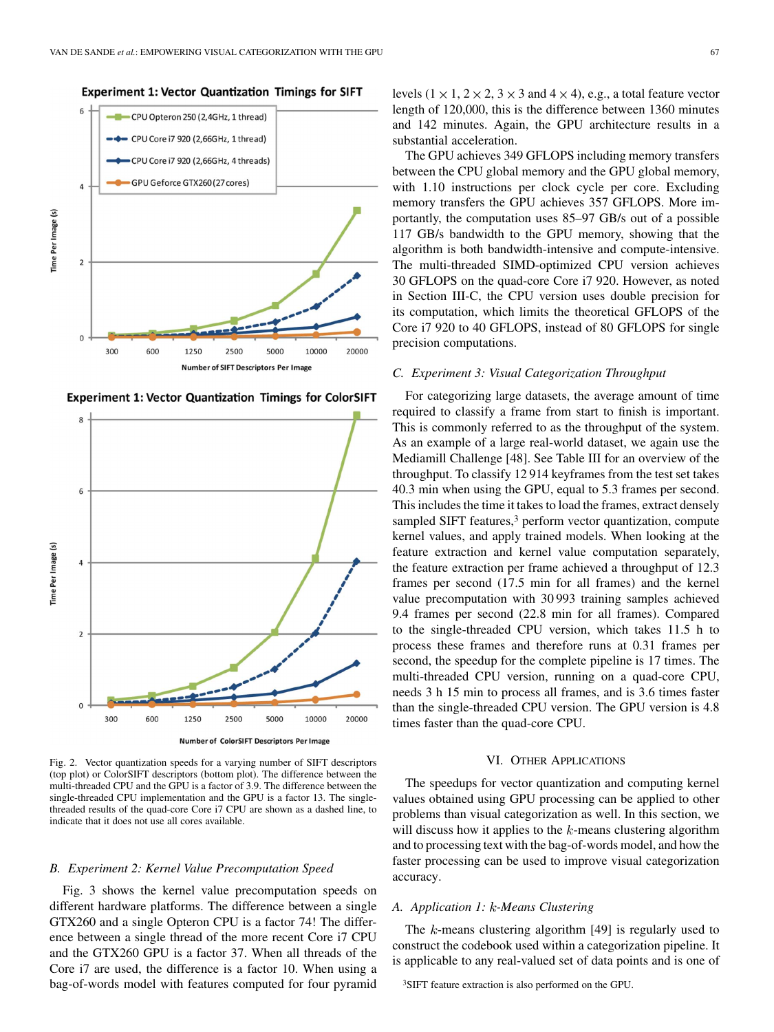Fig. 2. Vector quantization speeds for a varying number of SIFT descriptors (top plot) or ColorSIFT descriptors (bottom plot). The difference between the multi-threaded CPU implementation and the GPU is a factor of 3.9. The difference between the single-threaded CPU implementation and the GPU is a factor 13. The single-threaded results of the quad-core Core i7 CPU are shown as a dashed line, to indicate that it does not use all cores available.

### B. Experiment 2: Kernel Value Precomputation Speed

Fig. 3 shows the kernel value precomputation speeds on different hardware platforms. The difference between a single GTX260 and a single Opteron CPU is a factor 74! The difference between a single thread of the more recent Core i7 CPU and the GTX260 GPU is a factor 37. When all threads of the Core i7 are used, the difference is a factor 10. When using a bag-of-words model with features computed for four pyramid levels ($1 \times 1$, $2 \times 2$, $3 \times 3$ and $4 \times 4$), e.g., a total feature vector length of 120,000, this is the difference between 1360 minutes and 142 minutes. Again, the GPU architecture results in a substantial acceleration.

The GPU achieves 349 GFLOPS including memory transfers between the CPU global memory and the GPU global memory, with 1.10 instructions per clock cycle per core. Excluding memory transfers the GPU achieves 357 GFLOPS. More importantly, the computation uses 85–97 GB/s out of a possible 117 GB/s bandwidth to the GPU memory, showing that the algorithm is both bandwidth-intensive and compute-intensive. The multi-threaded SIMD-optimized CPU version achieves 30 GFLOPS on the quad-core Core i7 920. However, as noted in Section III-C, the CPU version uses double precision for its computation, which limits the theoretical GFLOPS of the Core i7 920 to 40 GFLOPS, instead of 80 GFLOPS for single precision computations.

### C. Experiment 3: Visual Categorization Throughput

For categorizing large datasets, the average amount of time required to classify a frame from start to finish is important. This is commonly referred to as the throughput of the system. As an example of a large real-world dataset, we again use the Mediamill Challenge [48]. See Table III for an overview of the throughput. To classify 12 914 keyframes from the test set takes 40.3 min when using the GPU, equal to 5.3 frames per second. This includes the time it takes to load the frames, extract densely sampled SIFT features,[3] perform vector quantization, compute kernel values, and apply trained models. When looking at the feature extraction and kernel value computation separately, the feature extraction per frame achieved a throughput of 12.3 frames per second (17.5 min for all frames) and the kernel value precomputation with 30 993 training samples achieved 9.4 frames per second (22.8 min for all frames). Compared to the single-threaded CPU version, which takes 11.5 h to process these frames and therefore runs at 0.31 frames per second, the speedup for the complete pipeline is 17 times. The multi-threaded CPU version, running on a quad-core CPU, needs 3 h 15 min to process all frames, and is 3.6 times faster than the single-threaded CPU version. The GPU version is 4.8 times faster than the quad-core CPU.

## VI. Other Applications

The speedups for vector quantization and computing kernel values obtained using GPU processing can be applied to other problems than visual categorization as well. In this section, we will discuss how it applies to the $k$-means clustering algorithm and to processing text with the bag-of-words model, and how the faster processing can be used to improve visual categorization accuracy.

### A. Application 1: $k$-Means Clustering

The $k$-means clustering algorithm [49] is regularly used to construct the codebook used within a categorization pipeline. It is applicable to any real-valued set of data points and is one of

[3] SIFT feature extraction is also performed on the GPU.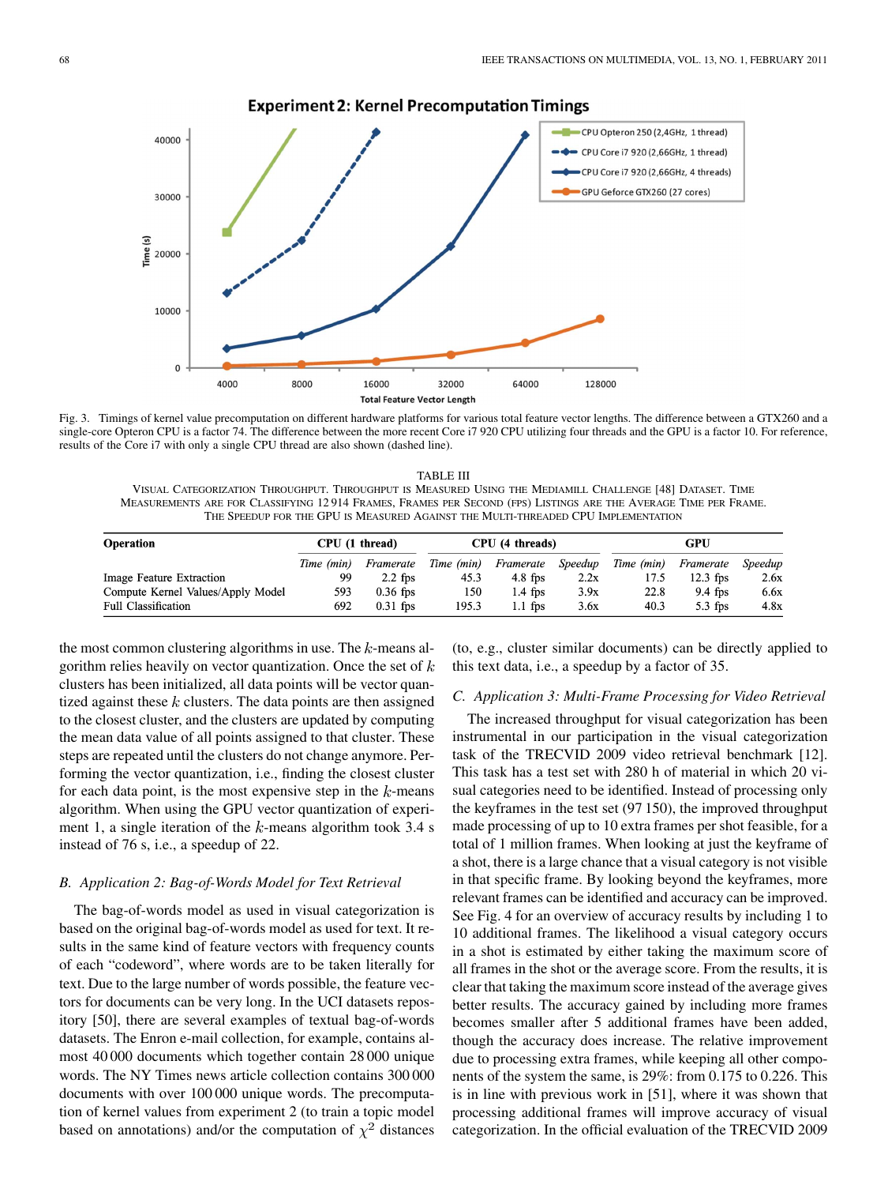Fig. 3. Timings of kernel value precomputation on different hardware platforms for various total feature vector lengths. The difference between a GTX260 and a single-core Opteron CPU is a factor 74. The difference between the more recent Core i7 920 CPU utilizing four threads and the GPU is a factor 10. For reference, results of the Core i7 with only a single CPU thread are also shown (dashed line).

TABLE III
VISUAL CATEGORIZATION THROUGHPUT. THROUGHPUT IS MEASURED USING THE MEDIAMILL CHALLENGE [48] DATASET. TIME MEASUREMENTS ARE FOR CLASSIFYING 12 914 FRAMES, FRAMES PER SECOND (FPS) LISTINGS ARE THE AVERAGE TIME PER FRAME. THE SPEEDUP FOR THE GPU IS MEASURED AGAINST THE MULTI-THREADED CPU IMPLEMENTATION

| Operation | CPU (1 thread) | | CPU (4 threads) | | | GPU | | |
|---|---|---|---|---|---|---|---|---|
| | *Time (min)* | *Framerate* | *Time (min)* | *Framerate* | *Speedup* | *Time (min)* | *Framerate* | *Speedup* |
| Image Feature Extraction | 99 | 2.2 fps | 45.3 | 4.8 fps | 2.2x | 17.5 | 12.3 fps | 2.6x |
| Compute Kernel Values/Apply Model | 593 | 0.36 fps | 150 | 1.4 fps | 3.9x | 22.8 | 9.4 fps | 6.6x |
| Full Classification | 692 | 0.31 fps | 195.3 | 1.1 fps | 3.6x | 40.3 | 5.3 fps | 4.8x |

the most common clustering algorithms in use. The $k$-means algorithm relies heavily on vector quantization. Once the set of $k$ clusters has been initialized, all data points will be vector quantized against these $k$ clusters. The data points are then assigned to the closest cluster, and the clusters are updated by computing the mean data value of all points assigned to that cluster. These steps are repeated until the clusters do not change anymore. Performing the vector quantization, i.e., finding the closest cluster for each data point, is the most expensive step in the $k$-means algorithm. When using the GPU vector quantization of experiment 1, a single iteration of the $k$-means algorithm took 3.4 s instead of 76 s, i.e., a speedup of 22.

### B. Application 2: Bag-of-Words Model for Text Retrieval

The bag-of-words model as used in visual categorization is based on the original bag-of-words model as used for text. It results in the same kind of feature vectors with frequency counts of each "codeword", where words are to be taken literally for text. Due to the large number of words possible, the feature vectors for documents can be very long. In the UCI datasets repository [50], there are several examples of textual bag-of-words datasets. The Enron e-mail collection, for example, contains almost 40 000 documents which together contain 28 000 unique words. The NY Times news article collection contains 300 000 documents with over 100 000 unique words. The precomputation of kernel values from experiment 2 (to train a topic model based on annotations) and/or the computation of $\chi^2$ distances (to, e.g., cluster similar documents) can be directly applied to this text data, i.e., a speedup by a factor of 35.

### C. Application 3: Multi-Frame Processing for Video Retrieval

The increased throughput for visual categorization has been instrumental in our participation in the visual categorization task of the TRECVID 2009 video retrieval benchmark [12]. This task has a test set with 280 h of material in which 20 visual categories need to be identified. Instead of processing only the keyframes in the test set (97 150), the improved throughput made processing of up to 10 extra frames per shot feasible, for a total of 1 million frames. When looking at just the keyframe of a shot, there is a large chance that a visual category is not visible in that specific frame. By looking beyond the keyframes, more relevant frames can be identified and accuracy can be improved. See Fig. 4 for an overview of accuracy results by including 1 to 10 additional frames. The likelihood a visual category occurs in a shot is estimated by either taking the maximum score of all frames in the shot or the average score. From the results, it is clear that taking the maximum score instead of the average gives better results. The accuracy gained by including more frames becomes smaller after 5 additional frames have been added, though the accuracy does increase. The relative improvement due to processing extra frames, while keeping all other components of the system the same, is 29%: from 0.175 to 0.226. This is in line with previous work in [51], where it was shown that processing additional frames will improve accuracy of visual categorization. In the official evaluation of the TRECVID 2009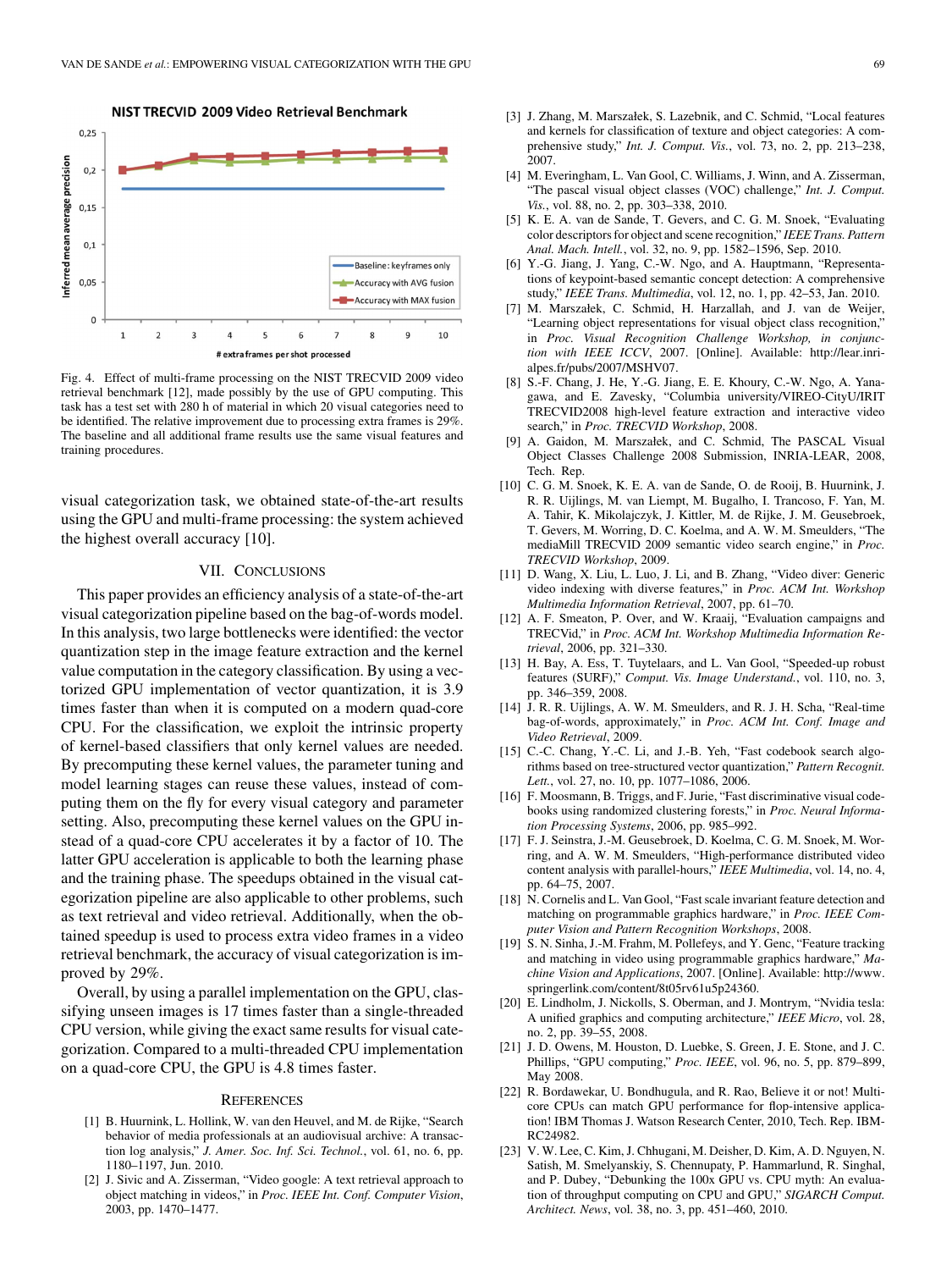Fig. 4. Effect of multi-frame processing on the NIST TRECVID 2009 video retrieval benchmark [12], made possibly by the use of GPU computing. This task has a test set with 280 h of material in which 20 visual categories need to be identified. The relative improvement due to processing extra frames is 29%. The baseline and all additional frame results use the same visual features and training procedures.

visual categorization task, we obtained state-of-the-art results using the GPU and multi-frame processing: the system achieved the highest overall accuracy [10].

## VII. Conclusions

This paper provides an efficiency analysis of a state-of-the-art visual categorization pipeline based on the bag-of-words model. In this analysis, two large bottlenecks were identified: the vector quantization step in the image feature extraction and the kernel value computation in the category classification. By using a vectorized GPU implementation of vector quantization, it is 3.9 times faster than when it is computed on a modern quad-core CPU. For the classification, we exploit the intrinsic property of kernel-based classifiers that only kernel values are needed. By precomputing these kernel values, the parameter tuning and model learning stages can reuse these values, instead of computing them on the fly for every visual category and parameter setting. Also, precomputing these kernel values on the GPU instead of a quad-core CPU accelerates it by a factor of 10. The latter GPU acceleration is applicable to both the learning phase and the training phase. The speedups obtained in the visual categorization pipeline are also applicable to other problems, such as text retrieval and video retrieval. Additionally, when the obtained speedup is used to process extra video frames in a video retrieval benchmark, the accuracy of visual categorization is improved by 29%.

Overall, by using a parallel implementation on the GPU, classifying unseen images is 17 times faster than a single-threaded CPU version, while giving the exact same results for visual categorization. Compared to a multi-threaded CPU implementation on a quad-core CPU, the GPU is 4.8 times faster.

## References

[1] B. Huurnink, L. Hollink, W. van den Heuvel, and M. de Rijke, "Search behavior of media professionals at an audiovisual archive: A transaction log analysis," *J. Amer. Soc. Inf. Sci. Technol.*, vol. 61, no. 6, pp. 1180–1197, Jun. 2010.

[2] J. Sivic and A. Zisserman, "Video google: A text retrieval approach to object matching in videos," in *Proc. IEEE Int. Conf. Computer Vision*, 2003, pp. 1470–1477.

[3] J. Zhang, M. Marszałek, S. Lazebnik, and C. Schmid, "Local features and kernels for classification of texture and object categories: A comprehensive study," *Int. J. Comput. Vis.*, vol. 73, no. 2, pp. 213–238, 2007.

[4] M. Everingham, L. Van Gool, C. Williams, J. Winn, and A. Zisserman, "The pascal visual object classes (VOC) challenge," *Int. J. Comput. Vis.*, vol. 88, no. 2, pp. 303–338, 2010.

[5] K. E. A. van de Sande, T. Gevers, and C. G. M. Snoek, "Evaluating color descriptors for object and scene recognition," *IEEE Trans. Pattern Anal. Mach. Intell.*, vol. 32, no. 9, pp. 1582–1596, Sep. 2010.

[6] Y.-G. Jiang, J. Yang, C.-W. Ngo, and A. Hauptmann, "Representations of keypoint-based semantic concept detection: A comprehensive study," *IEEE Trans. Multimedia*, vol. 12, no. 1, pp. 42–53, Jan. 2010.

[7] M. Marszałek, C. Schmid, H. Harzallah, and J. van de Weijer, "Learning object representations for visual object class recognition," in *Proc. Visual Recognition Challenge Workshop, in conjunction with IEEE ICCV*, 2007. [Online]. Available: http://lear.inrialpes.fr/pubs/2007/MSHV07.

[8] S.-F. Chang, J. He, Y.-G. Jiang, E. E. Khoury, C.-W. Ngo, A. Yanagawa, and E. Zavesky, "Columbia university/VIREO-CityU/IRIT TRECVID2008 high-level feature extraction and interactive video search," in *Proc. TRECVID Workshop*, 2008.

[9] A. Gaidon, M. Marszałek, and C. Schmid, The PASCAL Visual Object Classes Challenge 2008 Submission, INRIA-LEAR, 2008, Tech. Rep.

[10] C. G. M. Snoek, K. E. A. van de Sande, O. de Rooij, B. Huurnink, J. R. R. Uijlings, M. van Liempt, M. Bugalho, I. Trancoso, F. Yan, M. A. Tahir, K. Mikolajczyk, J. Kittler, M. de Rijke, J. M. Geusebroek, T. Gevers, M. Worring, D. C. Koelma, and A. W. M. Smeulders, "The mediaMill TRECVID 2009 semantic video search engine," in *Proc. TRECVID Workshop*, 2009.

[11] D. Wang, X. Liu, L. Luo, J. Li, and B. Zhang, "Video diver: Generic video indexing with diverse features," in *Proc. ACM Int. Workshop Multimedia Information Retrieval*, 2007, pp. 61–70.

[12] A. F. Smeaton, P. Over, and W. Kraaij, "Evaluation campaigns and TRECVid," in *Proc. ACM Int. Workshop Multimedia Information Retrieval*, 2006, pp. 321–330.

[13] H. Bay, A. Ess, T. Tuytelaars, and L. Van Gool, "Speeded-up robust features (SURF)," *Comput. Vis. Image Understand.*, vol. 110, no. 3, pp. 346–359, 2008.

[14] J. R. R. Uijlings, A. W. M. Smeulders, and R. J. H. Scha, "Real-time bag-of-words, approximately," in *Proc. ACM Int. Conf. Image and Video Retrieval*, 2009.

[15] C.-C. Chang, Y.-C. Li, and J.-B. Yeh, "Fast codebook search algorithms based on tree-structured vector quantization," *Pattern Recognit. Lett.*, vol. 27, no. 10, pp. 1077–1086, 2006.

[16] F. Moosmann, B. Triggs, and F. Jurie, "Fast discriminative visual codebooks using randomized clustering forests," in *Proc. Neural Information Processing Systems*, 2006, pp. 985–992.

[17] F. J. Seinstra, J.-M. Geusebroek, D. Koelma, C. G. M. Snoek, M. Worring, and A. W. M. Smeulders, "High-performance distributed video content analysis with parallel-hours," *IEEE Multimedia*, vol. 14, no. 4, pp. 64–75, 2007.

[18] N. Cornelis and L. Van Gool, "Fast scale invariant feature detection and matching on programmable graphics hardware," in *Proc. IEEE Computer Vision and Pattern Recognition Workshops*, 2008.

[19] S. N. Sinha, J.-M. Frahm, M. Pollefeys, and Y. Genc, "Feature tracking and matching in video using programmable graphics hardware," *Machine Vision and Applications*, 2007. [Online]. Available: http://www.springerlink.com/content/8t05rv61u5p24360.

[20] E. Lindholm, J. Nickolls, S. Oberman, and J. Montrym, "Nvidia tesla: A unified graphics and computing architecture," *IEEE Micro*, vol. 28, no. 2, pp. 39–55, 2008.

[21] J. D. Owens, M. Houston, D. Luebke, S. Green, J. E. Stone, and J. C. Phillips, "GPU computing," *Proc. IEEE*, vol. 96, no. 5, pp. 879–899, May 2008.

[22] R. Bordawekar, U. Bondhugula, and R. Rao, Believe it or not! Multicore CPUs can match GPU performance for flop-intensive application! IBM Thomas J. Watson Research Center, 2010, Tech. Rep. IBM-RC24982.

[23] V. W. Lee, C. Kim, J. Chhugani, M. Deisher, D. Kim, A. D. Nguyen, N. Satish, M. Smelyanskiy, S. Chennupaty, P. Hammarlund, R. Singhal, and P. Dubey, "Debunking the 100x GPU vs. CPU myth: An evaluation of throughput computing on CPU and GPU," *SIGARCH Comput. Architect. News*, vol. 38, no. 3, pp. 451–460, 2010.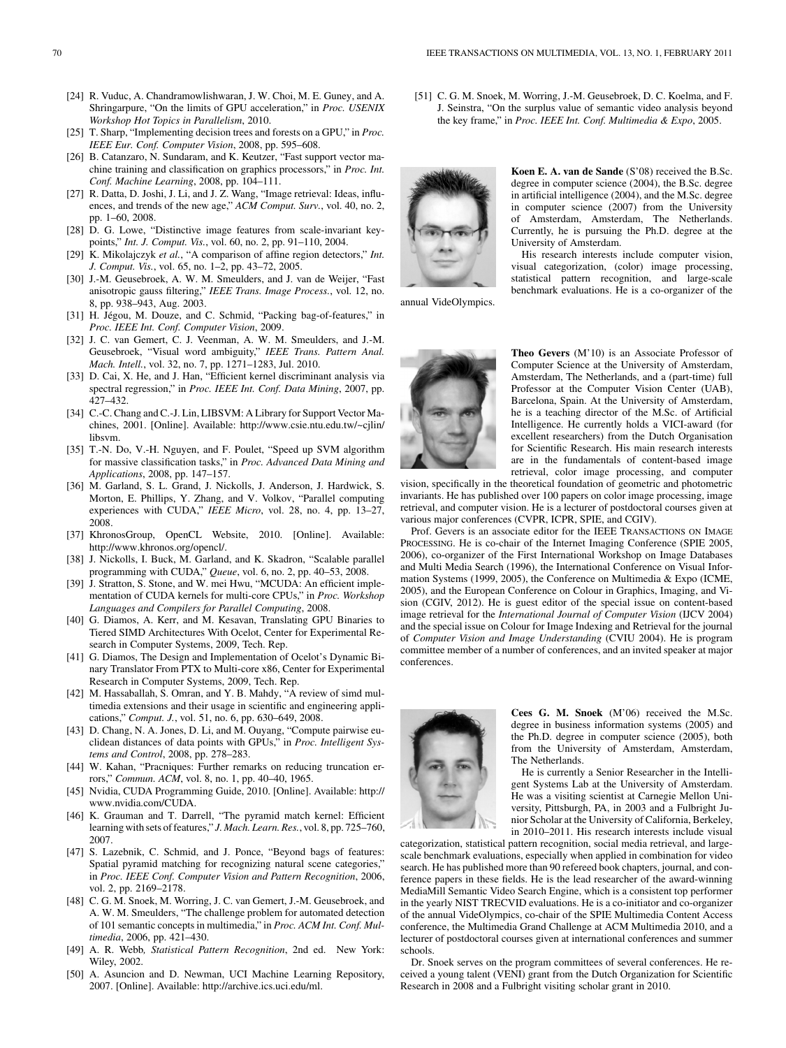[24] R. Vuduc, A. Chandramowlishwaran, J. W. Choi, M. E. Guney, and A. Shringarpure, "On the limits of GPU acceleration," in *Proc. USENIX Workshop Hot Topics in Parallelism*, 2010.

[25] T. Sharp, "Implementing decision trees and forests on a GPU," in *Proc. IEEE Eur. Conf. Computer Vision*, 2008, pp. 595–608.

[26] B. Catanzaro, N. Sundaram, and K. Keutzer, "Fast support vector machine training and classification on graphics processors," in *Proc. Int. Conf. Machine Learning*, 2008, pp. 104–111.

[27] R. Datta, D. Joshi, J. Li, and J. Z. Wang, "Image retrieval: Ideas, influences, and trends of the new age," *ACM Comput. Surv.*, vol. 40, no. 2, pp. 1–60, 2008.

[28] D. G. Lowe, "Distinctive image features from scale-invariant keypoints," *Int. J. Comput. Vis.*, vol. 60, no. 2, pp. 91–110, 2004.

[29] K. Mikolajczyk *et al.*, "A comparison of affine region detectors," *Int. J. Comput. Vis.*, vol. 65, no. 1–2, pp. 43–72, 2005.

[30] J.-M. Geusebroek, A. W. M. Smeulders, and J. van de Weijer, "Fast anisotropic gauss filtering," *IEEE Trans. Image Process.*, vol. 12, no. 8, pp. 938–943, Aug. 2003.

[31] H. Jégou, M. Douze, and C. Schmid, "Packing bag-of-features," in *Proc. IEEE Int. Conf. Computer Vision*, 2009.

[32] J. C. van Gemert, C. J. Veenman, A. W. M. Smeulders, and J.-M. Geusebroek, "Visual word ambiguity," *IEEE Trans. Pattern Anal. Mach. Intell.*, vol. 32, no. 7, pp. 1271–1283, Jul. 2010.

[33] D. Cai, X. He, and J. Han, "Efficient kernel discriminant analysis via spectral regression," in *Proc. IEEE Int. Conf. Data Mining*, 2007, pp. 427–432.

[34] C.-C. Chang and C.-J. Lin, LIBSVM: A Library for Support Vector Machines, 2001. [Online]. Available: http://www.csie.ntu.edu.tw/~cjlin/libsvm.

[35] T.-N. Do, V.-H. Nguyen, and F. Poulet, "Speed up SVM algorithm for massive classification tasks," in *Proc. Advanced Data Mining and Applications*, 2008, pp. 147–157.

[36] M. Garland, S. L. Grand, J. Nickolls, J. Anderson, J. Hardwick, S. Morton, E. Phillips, Y. Zhang, and V. Volkov, "Parallel computing experiences with CUDA," *IEEE Micro*, vol. 28, no. 4, pp. 13–27, 2008.

[37] KhronosGroup, OpenCL Website, 2010. [Online]. Available: http://www.khronos.org/opencl/.

[38] J. Nickolls, I. Buck, M. Garland, and K. Skadron, "Scalable parallel programming with CUDA," *Queue*, vol. 6, no. 2, pp. 40–53, 2008.

[39] J. Stratton, S. Stone, and W. mei Hwu, "MCUDA: An efficient implementation of CUDA kernels for multi-core CPUs," in *Proc. Workshop Languages and Compilers for Parallel Computing*, 2008.

[40] G. Diamos, A. Kerr, and M. Kesavan, Translating GPU Binaries to Tiered SIMD Architectures With Ocelot, Center for Experimental Research in Computer Systems, 2009, Tech. Rep.

[41] G. Diamos, The Design and Implementation of Ocelot's Dynamic Binary Translator From PTX to Multi-core x86, Center for Experimental Research in Computer Systems, 2009, Tech. Rep.

[42] M. Hassaballah, S. Omran, and Y. B. Mahdy, "A review of simd multimedia extensions and their usage in scientific and engineering applications," *Comput. J.*, vol. 51, no. 6, pp. 630–649, 2008.

[43] D. Chang, N. A. Jones, D. Li, and M. Ouyang, "Compute pairwise euclidean distances of data points with GPUs," in *Proc. Intelligent Systems and Control*, 2008, pp. 278–283.

[44] W. Kahan, "Pracniques: Further remarks on reducing truncation errors," *Commun. ACM*, vol. 8, no. 1, pp. 40–40, 1965.

[45] Nvidia, CUDA Programming Guide, 2010. [Online]. Available: http://www.nvidia.com/CUDA.

[46] K. Grauman and T. Darrell, "The pyramid match kernel: Efficient learning with sets of features," *J. Mach. Learn. Res.*, vol. 8, pp. 725–760, 2007.

[47] S. Lazebnik, C. Schmid, and J. Ponce, "Beyond bags of features: Spatial pyramid matching for recognizing natural scene categories," in *Proc. IEEE Conf. Computer Vision and Pattern Recognition*, 2006, vol. 2, pp. 2169–2178.

[48] C. G. M. Snoek, M. Worring, J. C. van Gemert, J.-M. Geusebroek, and A. W. M. Smeulders, "The challenge problem for automated detection of 101 semantic concepts in multimedia," in *Proc. ACM Int. Conf. Multimedia*, 2006, pp. 421–430.

[49] A. R. Webb, *Statistical Pattern Recognition*, 2nd ed. New York: Wiley, 2002.

[50] A. Asuncion and D. Newman, UCI Machine Learning Repository, 2007. [Online]. Available: http://archive.ics.uci.edu/ml.

[51] C. G. M. Snoek, M. Worring, J.-M. Geusebroek, D. C. Koelma, and F. J. Seinstra, "On the surplus value of semantic video analysis beyond the key frame," in *Proc. IEEE Int. Conf. Multimedia & Expo*, 2005.

**Koen E. A. van de Sande** (S'08) received the B.Sc. degree in computer science (2004), the B.Sc. degree in artificial intelligence (2004), and the M.Sc. degree in computer science (2007) from the University of Amsterdam, Amsterdam, The Netherlands. Currently, he is pursuing the Ph.D. degree at the University of Amsterdam.

His research interests include computer vision, visual categorization, (color) image processing, statistical pattern recognition, and large-scale benchmark evaluations. He is a co-organizer of the annual VideOlympics.

**Theo Gevers** (M'10) is an Associate Professor of Computer Science at the University of Amsterdam, Amsterdam, The Netherlands, and a (part-time) full Professor at the Computer Vision Center (UAB), Barcelona, Spain. At the University of Amsterdam, he is a teaching director of the M.Sc. of Artificial Intelligence. He currently holds a VICI-award (for excellent researchers) from the Dutch Organisation for Scientific Research. His main research interests are in the fundamentals of content-based image retrieval, color image processing, and computer vision, specifically in the theoretical foundation of geometric and photometric invariants. He has published over 100 papers on color image processing, image retrieval, and computer vision. He is a lecturer of postdoctoral courses given at various major conferences (CVPR, ICPR, SPIE, and CGIV).

Prof. Gevers is an associate editor for the IEEE TRANSACTIONS ON IMAGE PROCESSING. He is co-chair of the Internet Imaging Conference (SPIE 2005, 2006), co-organizer of the First International Workshop on Image Databases and Multi Media Search (1996), the International Conference on Visual Information Systems (1999, 2005), the Conference on Multimedia & Expo (ICME, 2005), and the European Conference on Colour in Graphics, Imaging, and Vision (CGIV, 2012). He is guest editor of the special issue on content-based image retrieval for the *International Journal of Computer Vision* (IJCV 2004) and the special issue on Colour for Image Indexing and Retrieval for the journal of *Computer Vision and Image Understanding* (CVIU 2004). He is program committee member of a number of conferences, and an invited speaker at major conferences.

**Cees G. M. Snoek** (M'06) received the M.Sc. degree in business information systems (2005) and the Ph.D. degree in computer science (2005), both from the University of Amsterdam, Amsterdam, The Netherlands.

He is currently a Senior Researcher in the Intelligent Systems Lab at the University of Amsterdam. He was a visiting scientist at Carnegie Mellon University, Pittsburgh, PA, in 2003 and a Fulbright Junior Scholar at the University of California, Berkeley, in 2010–2011. His research interests include visual categorization, statistical pattern recognition, social media retrieval, and large-scale benchmark evaluations, especially when applied in combination for video search. He has published more than 90 refereed book chapters, journal, and conference papers in these fields. He is the lead researcher of the award-winning MediaMill Semantic Video Search Engine, which is a consistent top performer in the yearly NIST TRECVID evaluations. He is a co-initiator and co-organizer of the annual VideOlympics, co-chair of the SPIE Multimedia Content Access conference, the Multimedia Grand Challenge at ACM Multimedia 2010, and a lecturer of postdoctoral courses given at international conferences and summer schools.

Dr. Snoek serves on the program committees of several conferences. He received a young talent (VENI) grant from the Dutch Organization for Scientific Research in 2008 and a Fulbright visiting scholar grant in 2010.